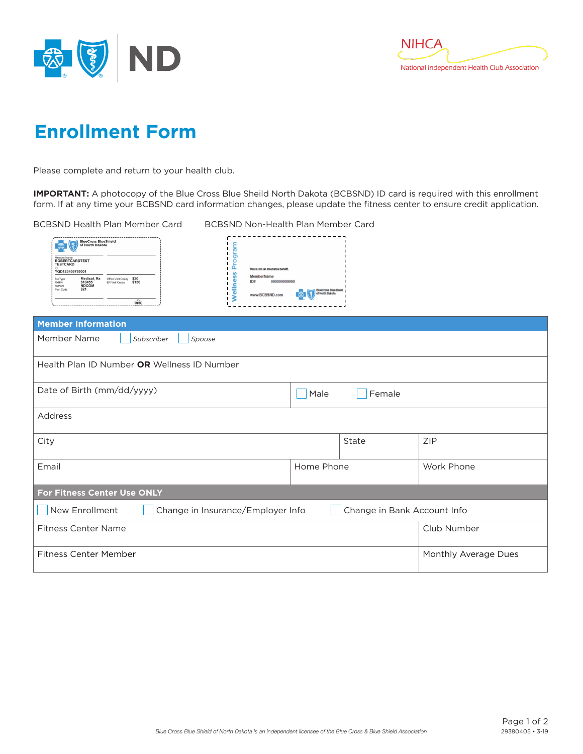# Enrollment Form

Please complete and return to your health club.

**IMPORTANT:** A photocopy of the Blue Cross Blue Sheild North Dakota (BCBSND) ID card is required with this enrollment form. If at any time your BCBSND card information changes, please update the fitness center to ensure credit application.

BCBSND Health Plan Member Card

BCBSND Non-Health Plan Member Card

| Member Information | | | |
|---|---|---|---|
| Member Name ☐ *Subscriber* ☐ *Spouse* | | | |
| Health Plan ID Number **OR** Wellness ID Number | | | |
| Date of Birth (mm/dd/yyyy) | ☐ Male ☐ Female | | |
| Address | | | |
| City | | State | ZIP |
| Email | Home Phone | | Work Phone |
| **For Fitness Center Use ONLY** | | | |
| ☐ New Enrollment ☐ Change in Insurance/Employer Info ☐ Change in Bank Account Info | | | |
| Fitness Center Name | | | Club Number |
| Fitness Center Member | | | Monthly Average Dues |

*Blue Cross Blue Shield of North Dakota is an independent licensee of the Blue Cross & Blue Shield Association*

29380405 • 3-19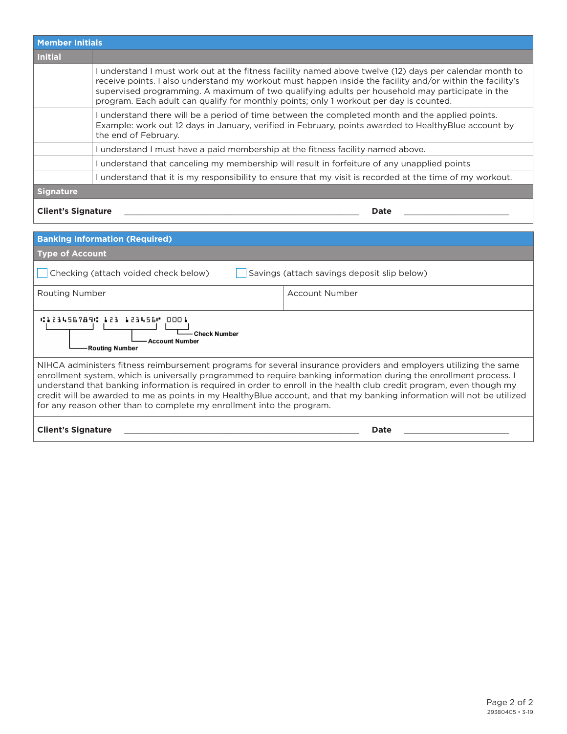## Member Initials

| Initial | |
|---|---|
| | I understand I must work out at the fitness facility named above twelve (12) days per calendar month to receive points. I also understand my workout must happen inside the facility and/or within the facility's supervised programming. A maximum of two qualifying adults per household may participate in the program. Each adult can qualify for monthly points; only 1 workout per day is counted. |
| | I understand there will be a period of time between the completed month and the applied points. Example: work out 12 days in January, verified in February, points awarded to HealthyBlue account by the end of February. |
| | I understand I must have a paid membership at the fitness facility named above. |
| | I understand that canceling my membership will result in forfeiture of any unapplied points |
| | I understand that it is my responsibility to ensure that my visit is recorded at the time of my workout. |

## Signature

**Client's Signature** ______________________________ **Date** ____________________

## Banking Information (Required)

### Type of Account

☐ Checking (attach voided check below) ☐ Savings (attach savings deposit slip below)

| Routing Number | Account Number |
|---|---|
| | |

⑆123456789⑆ 123 123456⑈ 0001

Routing Number — Account Number — Check Number

NIHCA administers fitness reimbursement programs for several insurance providers and employers utilizing the same enrollment system, which is universally programmed to require banking information during the enrollment process. I understand that banking information is required in order to enroll in the health club credit program, even though my credit will be awarded to me as points in my HealthyBlue account, and that my banking information will not be utilized for any reason other than to complete my enrollment into the program.

**Client's Signature** ______________________________ **Date** ____________________

29380405 • 3-19